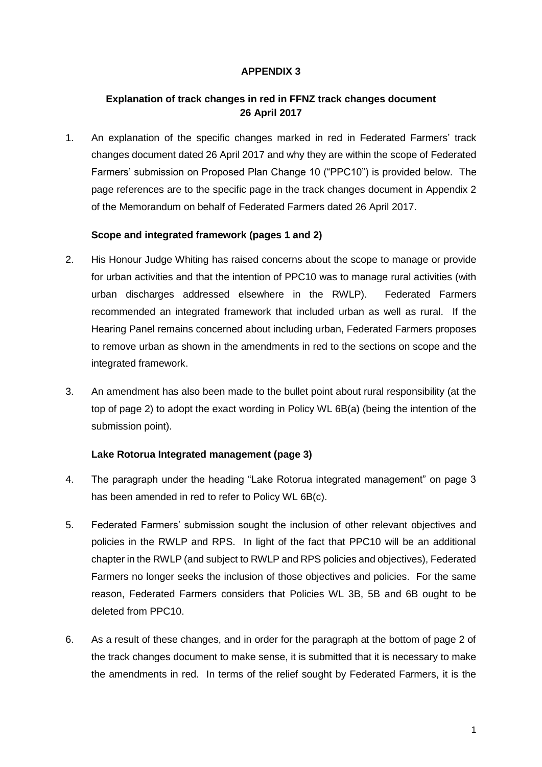# APPENDIX 3

## Explanation of track changes in red in FFNZ track changes document 26 April 2017

1. An explanation of the specific changes marked in red in Federated Farmers' track changes document dated 26 April 2017 and why they are within the scope of Federated Farmers' submission on Proposed Plan Change 10 ("PPC10") is provided below. The page references are to the specific page in the track changes document in Appendix 2 of the Memorandum on behalf of Federated Farmers dated 26 April 2017.

### Scope and integrated framework (pages 1 and 2)

2. His Honour Judge Whiting has raised concerns about the scope to manage or provide for urban activities and that the intention of PPC10 was to manage rural activities (with urban discharges addressed elsewhere in the RWLP). Federated Farmers recommended an integrated framework that included urban as well as rural. If the Hearing Panel remains concerned about including urban, Federated Farmers proposes to remove urban as shown in the amendments in red to the sections on scope and the integrated framework.

3. An amendment has also been made to the bullet point about rural responsibility (at the top of page 2) to adopt the exact wording in Policy WL 6B(a) (being the intention of the submission point).

### Lake Rotorua Integrated management (page 3)

4. The paragraph under the heading "Lake Rotorua integrated management" on page 3 has been amended in red to refer to Policy WL 6B(c).

5. Federated Farmers' submission sought the inclusion of other relevant objectives and policies in the RWLP and RPS. In light of the fact that PPC10 will be an additional chapter in the RWLP (and subject to RWLP and RPS policies and objectives), Federated Farmers no longer seeks the inclusion of those objectives and policies. For the same reason, Federated Farmers considers that Policies WL 3B, 5B and 6B ought to be deleted from PPC10.

6. As a result of these changes, and in order for the paragraph at the bottom of page 2 of the track changes document to make sense, it is submitted that it is necessary to make the amendments in red. In terms of the relief sought by Federated Farmers, it is the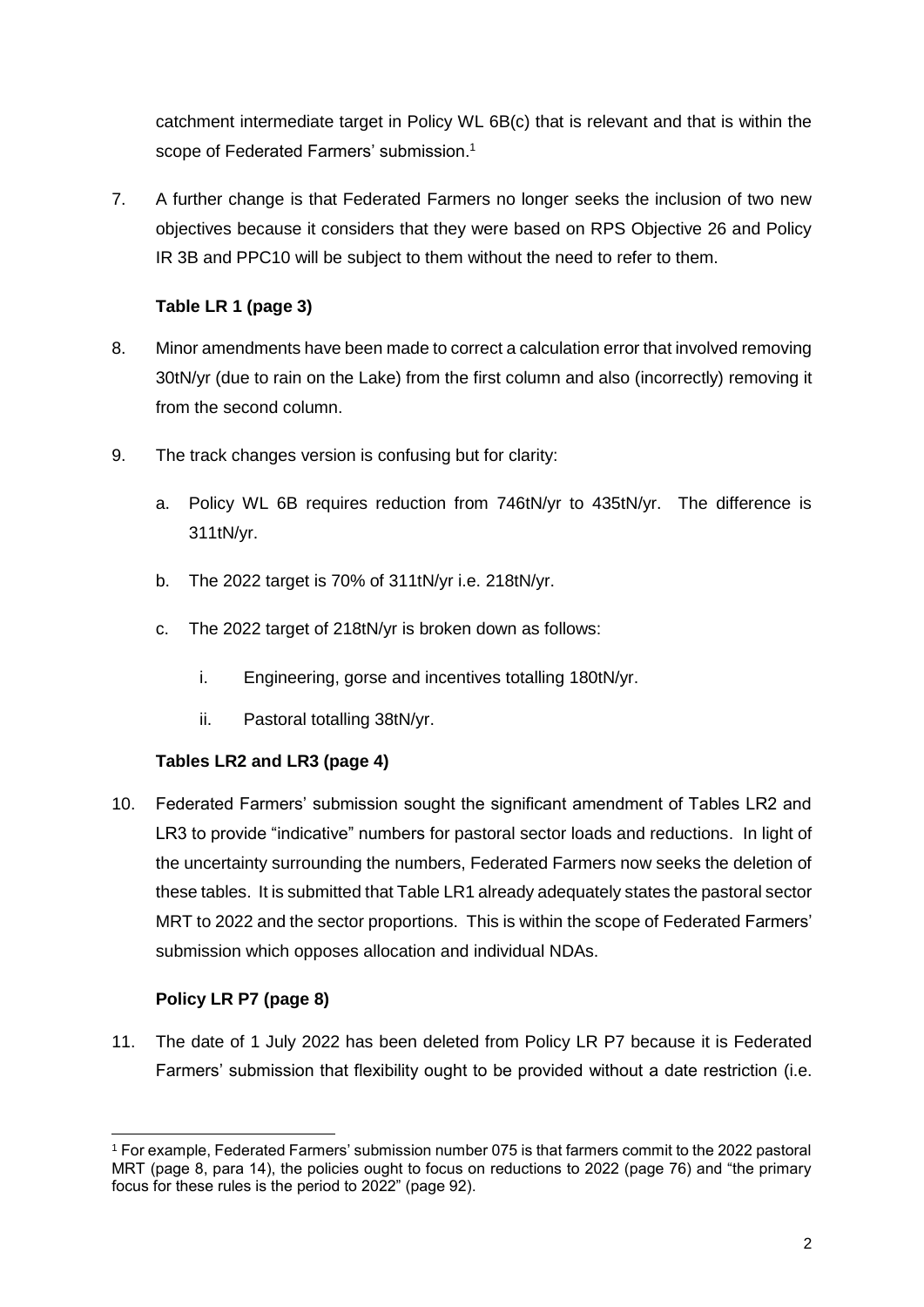catchment intermediate target in Policy WL 6B(c) that is relevant and that is within the scope of Federated Farmers' submission.[1]

7. A further change is that Federated Farmers no longer seeks the inclusion of two new objectives because it considers that they were based on RPS Objective 26 and Policy IR 3B and PPC10 will be subject to them without the need to refer to them.

**Table LR 1 (page 3)**

8. Minor amendments have been made to correct a calculation error that involved removing 30tN/yr (due to rain on the Lake) from the first column and also (incorrectly) removing it from the second column.

9. The track changes version is confusing but for clarity:

   a. Policy WL 6B requires reduction from 746tN/yr to 435tN/yr. The difference is 311tN/yr.

   b. The 2022 target is 70% of 311tN/yr i.e. 218tN/yr.

   c. The 2022 target of 218tN/yr is broken down as follows:

      i. Engineering, gorse and incentives totalling 180tN/yr.

      ii. Pastoral totalling 38tN/yr.

**Tables LR2 and LR3 (page 4)**

10. Federated Farmers' submission sought the significant amendment of Tables LR2 and LR3 to provide "indicative" numbers for pastoral sector loads and reductions. In light of the uncertainty surrounding the numbers, Federated Farmers now seeks the deletion of these tables. It is submitted that Table LR1 already adequately states the pastoral sector MRT to 2022 and the sector proportions. This is within the scope of Federated Farmers' submission which opposes allocation and individual NDAs.

**Policy LR P7 (page 8)**

11. The date of 1 July 2022 has been deleted from Policy LR P7 because it is Federated Farmers' submission that flexibility ought to be provided without a date restriction (i.e.

[1] For example, Federated Farmers' submission number 075 is that farmers commit to the 2022 pastoral MRT (page 8, para 14), the policies ought to focus on reductions to 2022 (page 76) and "the primary focus for these rules is the period to 2022" (page 92).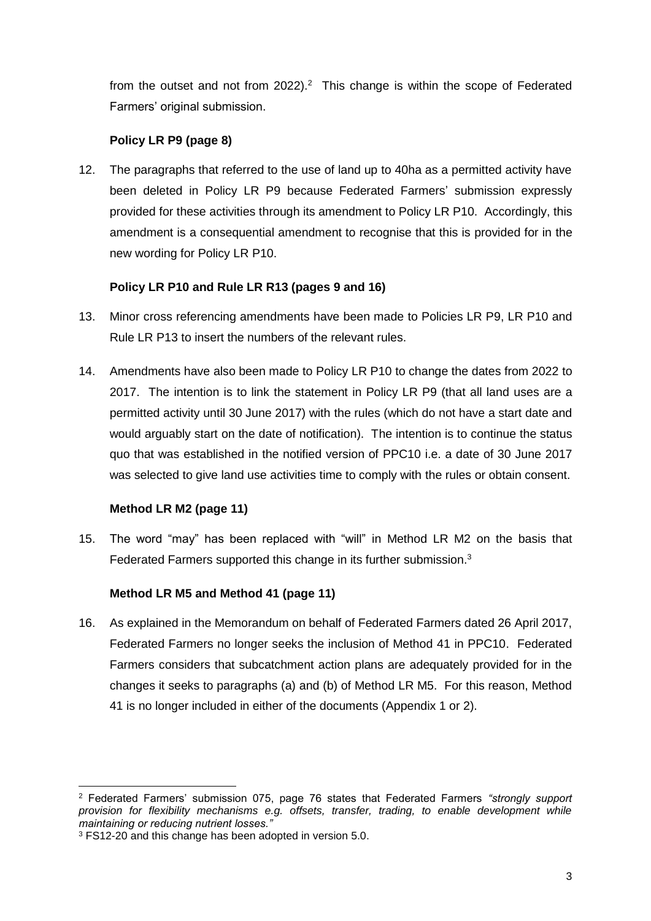from the outset and not from 2022).[2] This change is within the scope of Federated Farmers' original submission.

**Policy LR P9 (page 8)**

12. The paragraphs that referred to the use of land up to 40ha as a permitted activity have been deleted in Policy LR P9 because Federated Farmers' submission expressly provided for these activities through its amendment to Policy LR P10. Accordingly, this amendment is a consequential amendment to recognise that this is provided for in the new wording for Policy LR P10.

**Policy LR P10 and Rule LR R13 (pages 9 and 16)**

13. Minor cross referencing amendments have been made to Policies LR P9, LR P10 and Rule LR P13 to insert the numbers of the relevant rules.

14. Amendments have also been made to Policy LR P10 to change the dates from 2022 to 2017. The intention is to link the statement in Policy LR P9 (that all land uses are a permitted activity until 30 June 2017) with the rules (which do not have a start date and would arguably start on the date of notification). The intention is to continue the status quo that was established in the notified version of PPC10 i.e. a date of 30 June 2017 was selected to give land use activities time to comply with the rules or obtain consent.

**Method LR M2 (page 11)**

15. The word "may" has been replaced with "will" in Method LR M2 on the basis that Federated Farmers supported this change in its further submission.[3]

**Method LR M5 and Method 41 (page 11)**

16. As explained in the Memorandum on behalf of Federated Farmers dated 26 April 2017, Federated Farmers no longer seeks the inclusion of Method 41 in PPC10. Federated Farmers considers that subcatchment action plans are adequately provided for in the changes it seeks to paragraphs (a) and (b) of Method LR M5. For this reason, Method 41 is no longer included in either of the documents (Appendix 1 or 2).

---

[2] Federated Farmers' submission 075, page 76 states that Federated Farmers *"strongly support provision for flexibility mechanisms e.g. offsets, transfer, trading, to enable development while maintaining or reducing nutrient losses."*

[3] FS12-20 and this change has been adopted in version 5.0.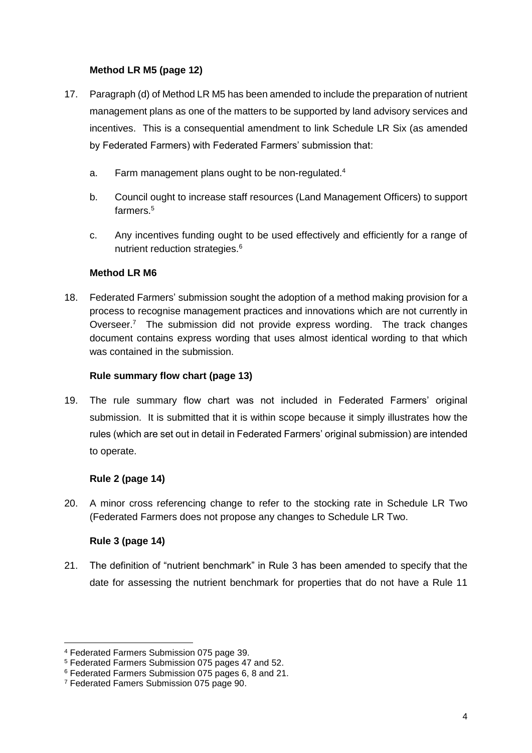### Method LR M5 (page 12)

17. Paragraph (d) of Method LR M5 has been amended to include the preparation of nutrient management plans as one of the matters to be supported by land advisory services and incentives. This is a consequential amendment to link Schedule LR Six (as amended by Federated Farmers) with Federated Farmers' submission that:

    a. Farm management plans ought to be non-regulated.[4]

    b. Council ought to increase staff resources (Land Management Officers) to support farmers.[5]

    c. Any incentives funding ought to be used effectively and efficiently for a range of nutrient reduction strategies.[6]

### Method LR M6

18. Federated Farmers' submission sought the adoption of a method making provision for a process to recognise management practices and innovations which are not currently in Overseer.[7] The submission did not provide express wording. The track changes document contains express wording that uses almost identical wording to that which was contained in the submission.

### Rule summary flow chart (page 13)

19. The rule summary flow chart was not included in Federated Farmers' original submission. It is submitted that it is within scope because it simply illustrates how the rules (which are set out in detail in Federated Farmers' original submission) are intended to operate.

### Rule 2 (page 14)

20. A minor cross referencing change to refer to the stocking rate in Schedule LR Two (Federated Farmers does not propose any changes to Schedule LR Two.

### Rule 3 (page 14)

21. The definition of "nutrient benchmark" in Rule 3 has been amended to specify that the date for assessing the nutrient benchmark for properties that do not have a Rule 11

---

[4] Federated Farmers Submission 075 page 39.
[5] Federated Farmers Submission 075 pages 47 and 52.
[6] Federated Farmers Submission 075 pages 6, 8 and 21.
[7] Federated Famers Submission 075 page 90.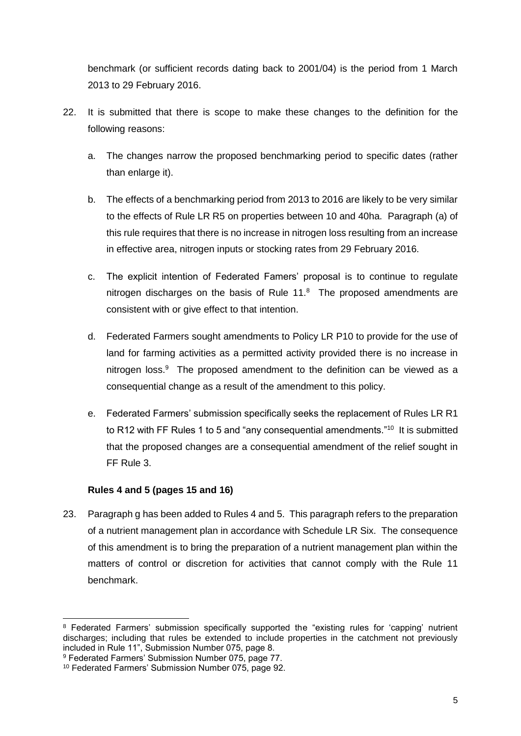benchmark (or sufficient records dating back to 2001/04) is the period from 1 March 2013 to 29 February 2016.

22. It is submitted that there is scope to make these changes to the definition for the following reasons:

    a. The changes narrow the proposed benchmarking period to specific dates (rather than enlarge it).

    b. The effects of a benchmarking period from 2013 to 2016 are likely to be very similar to the effects of Rule LR R5 on properties between 10 and 40ha. Paragraph (a) of this rule requires that there is no increase in nitrogen loss resulting from an increase in effective area, nitrogen inputs or stocking rates from 29 February 2016.

    c. The explicit intention of Federated Famers' proposal is to continue to regulate nitrogen discharges on the basis of Rule 11.[8] The proposed amendments are consistent with or give effect to that intention.

    d. Federated Farmers sought amendments to Policy LR P10 to provide for the use of land for farming activities as a permitted activity provided there is no increase in nitrogen loss.[9] The proposed amendment to the definition can be viewed as a consequential change as a result of the amendment to this policy.

    e. Federated Farmers' submission specifically seeks the replacement of Rules LR R1 to R12 with FF Rules 1 to 5 and "any consequential amendments."[10] It is submitted that the proposed changes are a consequential amendment of the relief sought in FF Rule 3.

**Rules 4 and 5 (pages 15 and 16)**

23. Paragraph g has been added to Rules 4 and 5. This paragraph refers to the preparation of a nutrient management plan in accordance with Schedule LR Six. The consequence of this amendment is to bring the preparation of a nutrient management plan within the matters of control or discretion for activities that cannot comply with the Rule 11 benchmark.

---

[8] Federated Farmers' submission specifically supported the "existing rules for 'capping' nutrient discharges; including that rules be extended to include properties in the catchment not previously included in Rule 11", Submission Number 075, page 8.

[9] Federated Farmers' Submission Number 075, page 77.

[10] Federated Farmers' Submission Number 075, page 92.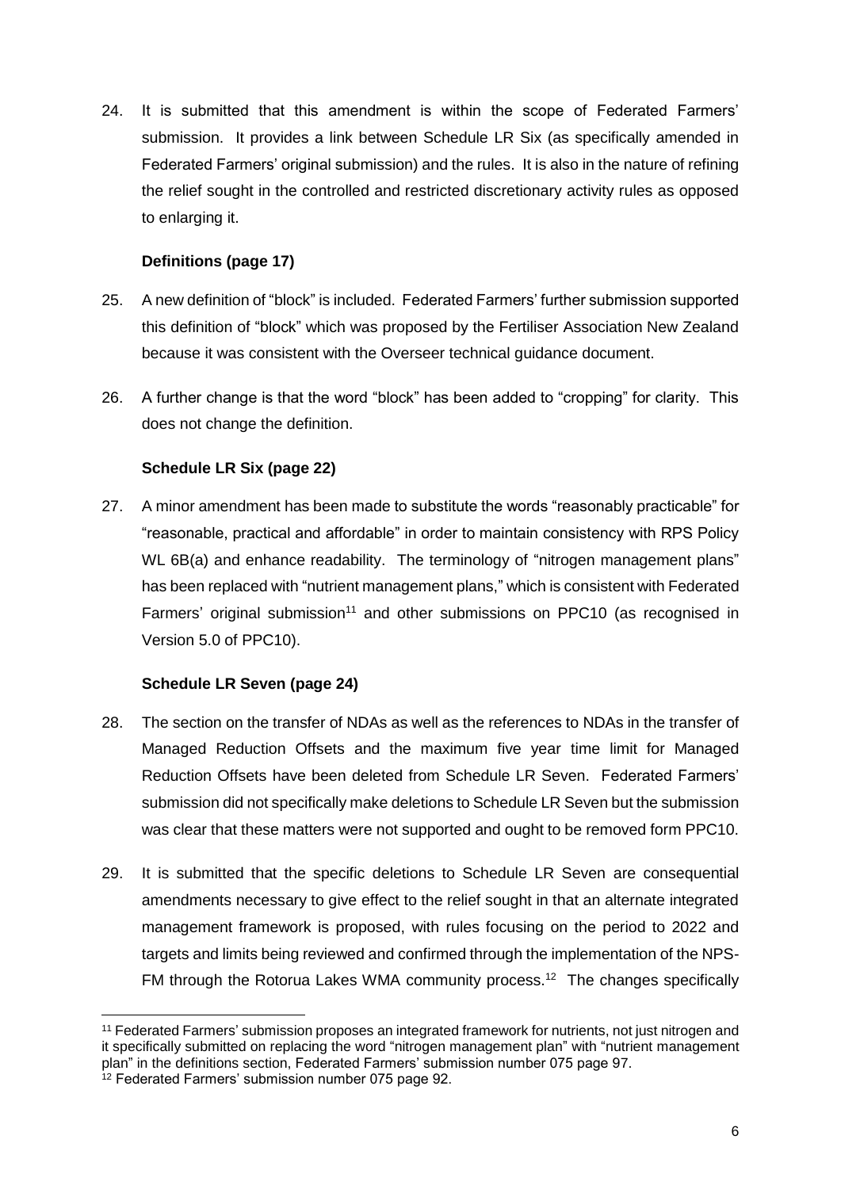24. It is submitted that this amendment is within the scope of Federated Farmers' submission. It provides a link between Schedule LR Six (as specifically amended in Federated Farmers' original submission) and the rules. It is also in the nature of refining the relief sought in the controlled and restricted discretionary activity rules as opposed to enlarging it.

**Definitions (page 17)**

25. A new definition of "block" is included. Federated Farmers' further submission supported this definition of "block" which was proposed by the Fertiliser Association New Zealand because it was consistent with the Overseer technical guidance document.

26. A further change is that the word "block" has been added to "cropping" for clarity. This does not change the definition.

**Schedule LR Six (page 22)**

27. A minor amendment has been made to substitute the words "reasonably practicable" for "reasonable, practical and affordable" in order to maintain consistency with RPS Policy WL 6B(a) and enhance readability. The terminology of "nitrogen management plans" has been replaced with "nutrient management plans," which is consistent with Federated Farmers' original submission[11] and other submissions on PPC10 (as recognised in Version 5.0 of PPC10).

**Schedule LR Seven (page 24)**

28. The section on the transfer of NDAs as well as the references to NDAs in the transfer of Managed Reduction Offsets and the maximum five year time limit for Managed Reduction Offsets have been deleted from Schedule LR Seven. Federated Farmers' submission did not specifically make deletions to Schedule LR Seven but the submission was clear that these matters were not supported and ought to be removed form PPC10.

29. It is submitted that the specific deletions to Schedule LR Seven are consequential amendments necessary to give effect to the relief sought in that an alternate integrated management framework is proposed, with rules focusing on the period to 2022 and targets and limits being reviewed and confirmed through the implementation of the NPS-FM through the Rotorua Lakes WMA community process.[12] The changes specifically

---

[11] Federated Farmers' submission proposes an integrated framework for nutrients, not just nitrogen and it specifically submitted on replacing the word "nitrogen management plan" with "nutrient management plan" in the definitions section, Federated Farmers' submission number 075 page 97.

[12] Federated Farmers' submission number 075 page 92.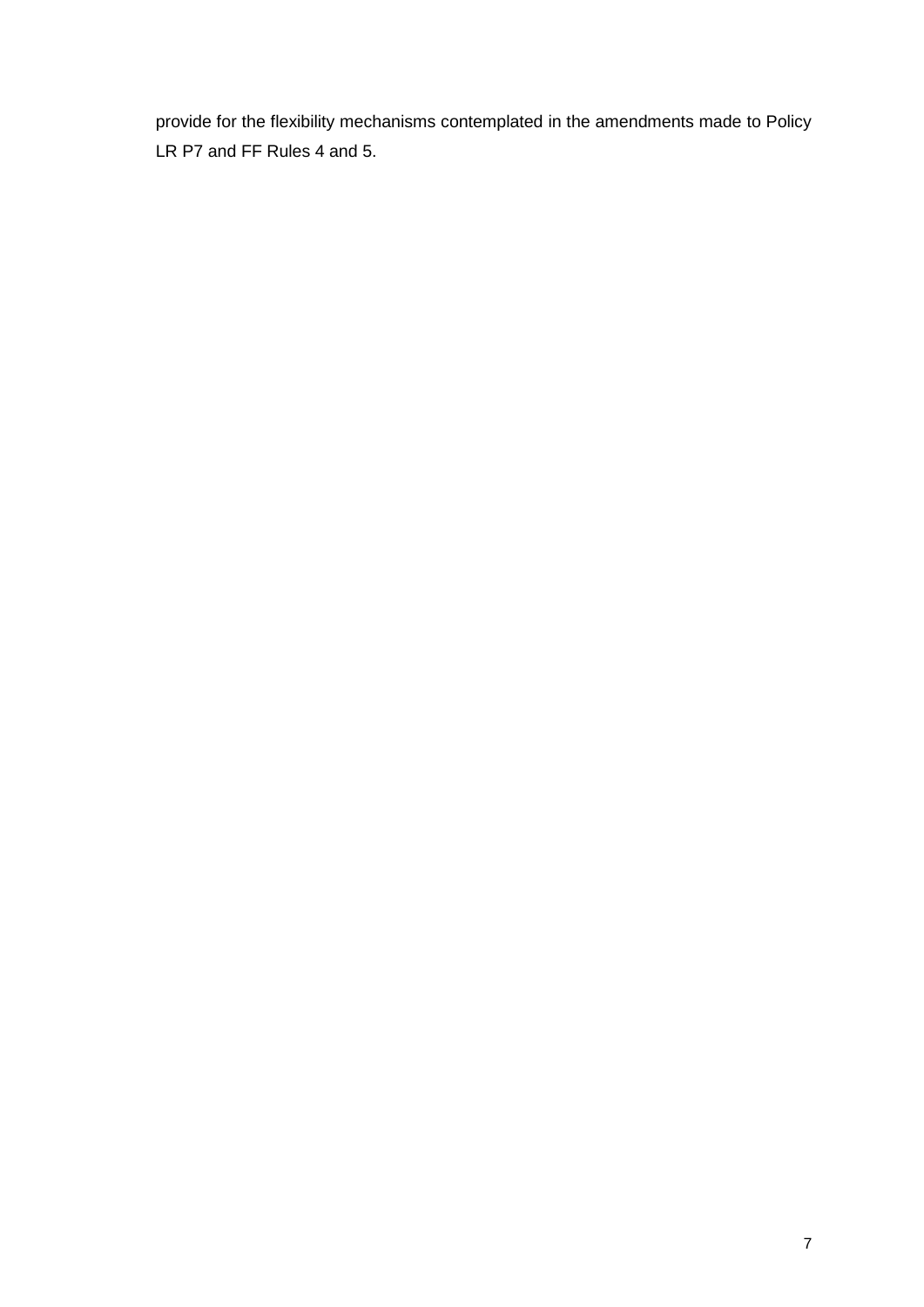provide for the flexibility mechanisms contemplated in the amendments made to Policy LR P7 and FF Rules 4 and 5.